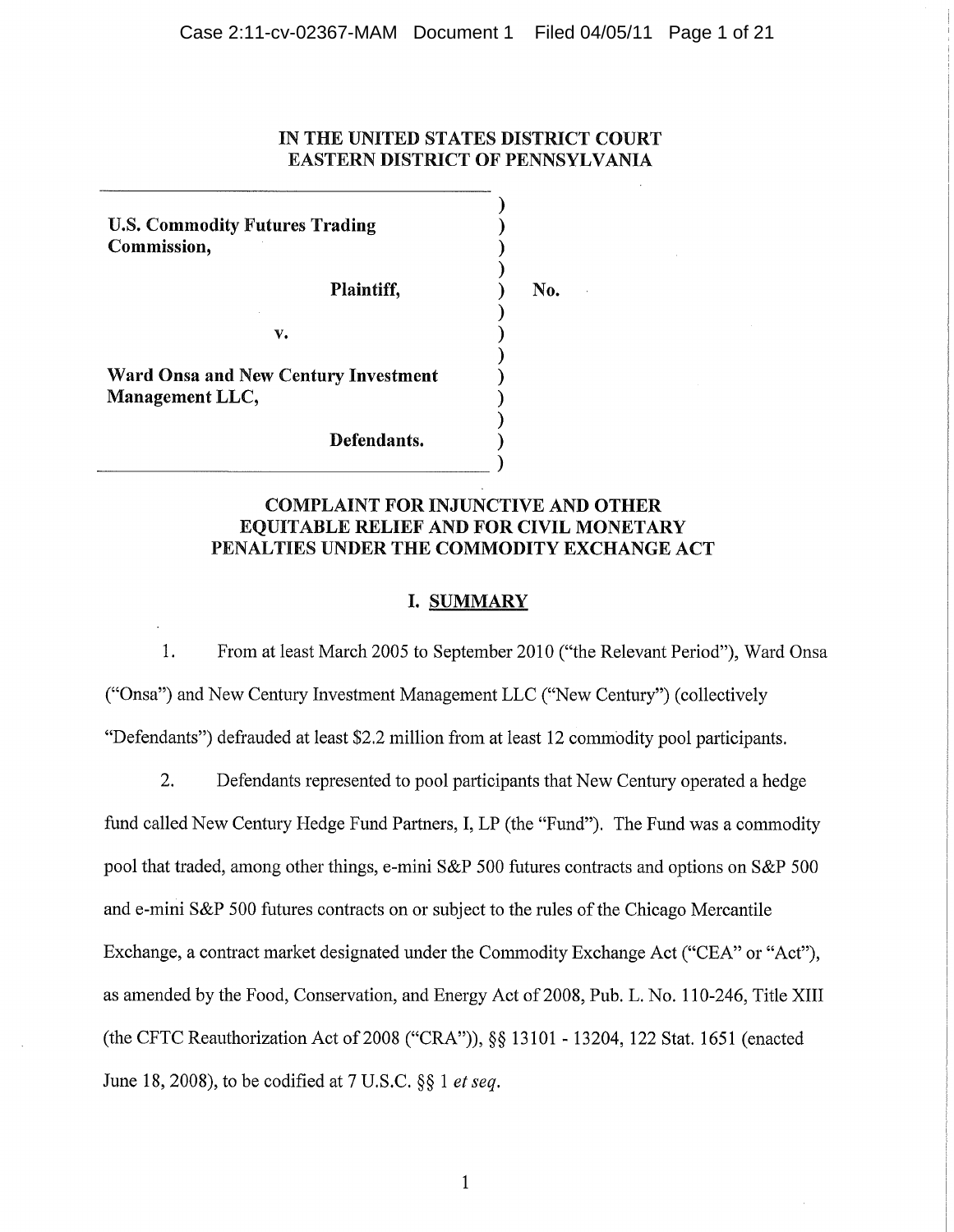# IN THE UNITED STATES DISTRICT COURT
# EASTERN DISTRICT OF PENNSYLVANIA

**U.S. Commodity Futures Trading Commission,**

**Plaintiff,**

**v.**

**Ward Onsa and New Century Investment Management LLC,**

**Defendants.**

No.

## COMPLAINT FOR INJUNCTIVE AND OTHER EQUITABLE RELIEF AND FOR CIVIL MONETARY PENALTIES UNDER THE COMMODITY EXCHANGE ACT

## I. SUMMARY

1. From at least March 2005 to September 2010 ("the Relevant Period"), Ward Onsa ("Onsa") and New Century Investment Management LLC ("New Century") (collectively "Defendants") defrauded at least $2.2 million from at least 12 commodity pool participants.

2. Defendants represented to pool participants that New Century operated a hedge fund called New Century Hedge Fund Partners, I, LP (the "Fund"). The Fund was a commodity pool that traded, among other things, e-mini S&P 500 futures contracts and options on S&P 500 and e-mini S&P 500 futures contracts on or subject to the rules of the Chicago Mercantile Exchange, a contract market designated under the Commodity Exchange Act ("CEA" or "Act"), as amended by the Food, Conservation, and Energy Act of 2008, Pub. L. No. 110-246, Title XIII (the CFTC Reauthorization Act of 2008 ("CRA")), §§ 13101 - 13204, 122 Stat. 1651 (enacted June 18, 2008), to be codified at 7 U.S.C. §§ 1 *et seq.*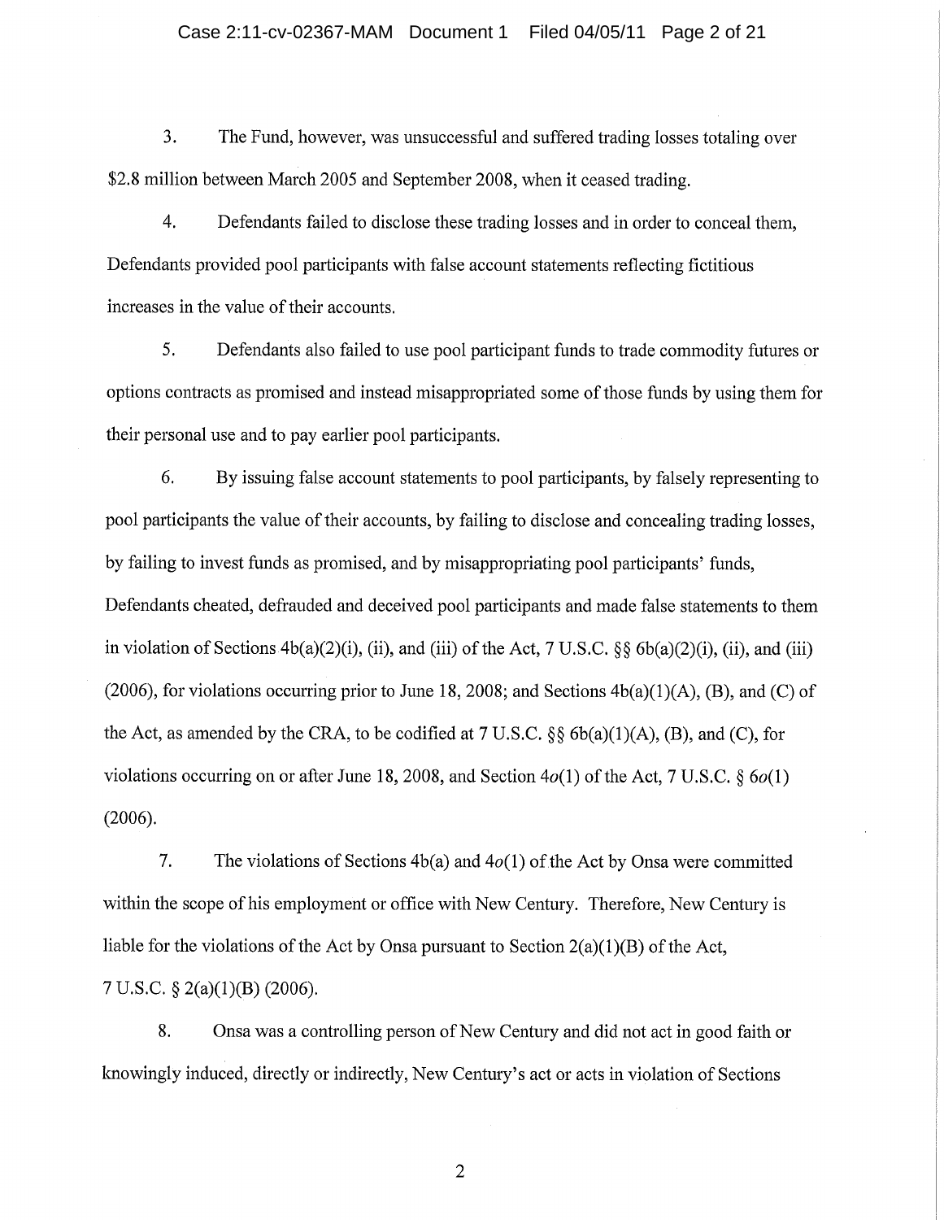3. The Fund, however, was unsuccessful and suffered trading losses totaling over $2.8 million between March 2005 and September 2008, when it ceased trading.

4. Defendants failed to disclose these trading losses and in order to conceal them, Defendants provided pool participants with false account statements reflecting fictitious increases in the value of their accounts.

5. Defendants also failed to use pool participant funds to trade commodity futures or options contracts as promised and instead misappropriated some of those funds by using them for their personal use and to pay earlier pool participants.

6. By issuing false account statements to pool participants, by falsely representing to pool participants the value of their accounts, by failing to disclose and concealing trading losses, by failing to invest funds as promised, and by misappropriating pool participants' funds, Defendants cheated, defrauded and deceived pool participants and made false statements to them in violation of Sections 4b(a)(2)(i), (ii), and (iii) of the Act, 7 U.S.C. §§ 6b(a)(2)(i), (ii), and (iii) (2006), for violations occurring prior to June 18, 2008; and Sections 4b(a)(1)(A), (B), and (C) of the Act, as amended by the CRA, to be codified at 7 U.S.C. §§ 6b(a)(1)(A), (B), and (C), for violations occurring on or after June 18, 2008, and Section 4*o*(1) of the Act, 7 U.S.C. § 6*o*(1) (2006).

7. The violations of Sections 4b(a) and 4*o*(1) of the Act by Onsa were committed within the scope of his employment or office with New Century. Therefore, New Century is liable for the violations of the Act by Onsa pursuant to Section 2(a)(1)(B) of the Act, 7 U.S.C. § 2(a)(1)(B) (2006).

8. Onsa was a controlling person of New Century and did not act in good faith or knowingly induced, directly or indirectly, New Century's act or acts in violation of Sections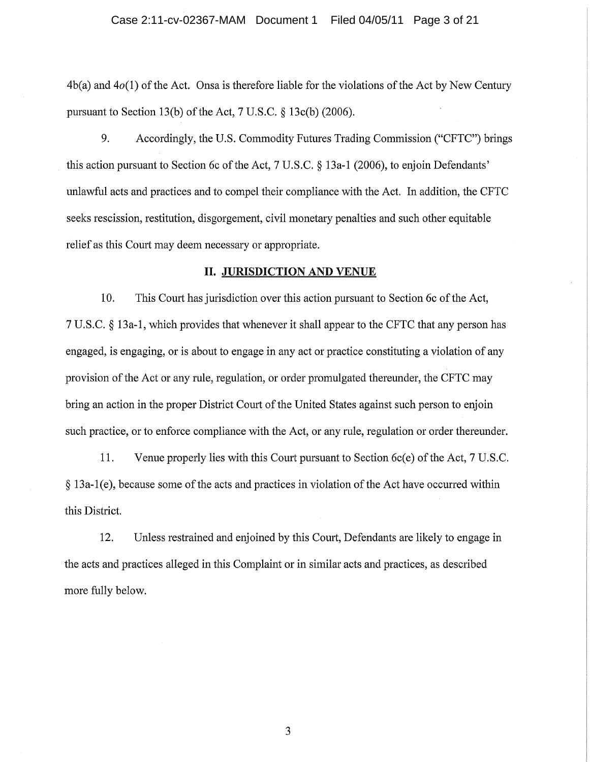4b(a) and 4*o*(1) of the Act. Onsa is therefore liable for the violations of the Act by New Century pursuant to Section 13(b) of the Act, 7 U.S.C. § 13c(b) (2006).

9. Accordingly, the U.S. Commodity Futures Trading Commission ("CFTC") brings this action pursuant to Section 6c of the Act, 7 U.S.C. § 13a-1 (2006), to enjoin Defendants' unlawful acts and practices and to compel their compliance with the Act. In addition, the CFTC seeks rescission, restitution, disgorgement, civil monetary penalties and such other equitable relief as this Court may deem necessary or appropriate.

## II. JURISDICTION AND VENUE

10. This Court has jurisdiction over this action pursuant to Section 6c of the Act, 7 U.S.C. § 13a-1, which provides that whenever it shall appear to the CFTC that any person has engaged, is engaging, or is about to engage in any act or practice constituting a violation of any provision of the Act or any rule, regulation, or order promulgated thereunder, the CFTC may bring an action in the proper District Court of the United States against such person to enjoin such practice, or to enforce compliance with the Act, or any rule, regulation or order thereunder.

11. Venue properly lies with this Court pursuant to Section 6c(e) of the Act, 7 U.S.C. § 13a-1(e), because some of the acts and practices in violation of the Act have occurred within this District.

12. Unless restrained and enjoined by this Court, Defendants are likely to engage in the acts and practices alleged in this Complaint or in similar acts and practices, as described more fully below.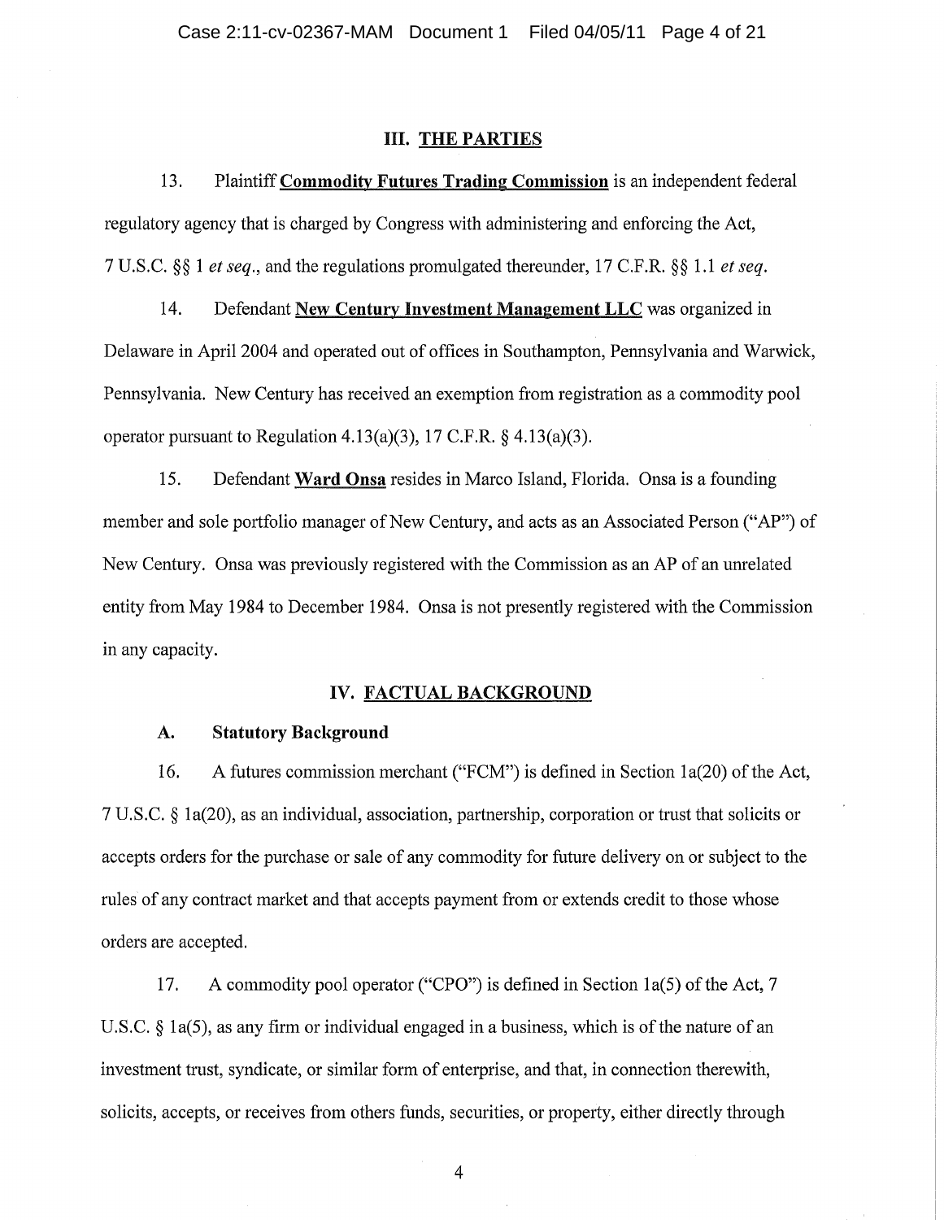## III. THE PARTIES

13. Plaintiff **Commodity Futures Trading Commission** is an independent federal regulatory agency that is charged by Congress with administering and enforcing the Act, 7 U.S.C. §§ 1 *et seq.*, and the regulations promulgated thereunder, 17 C.F.R. §§ 1.1 *et seq.*

14. Defendant **New Century Investment Management LLC** was organized in Delaware in April 2004 and operated out of offices in Southampton, Pennsylvania and Warwick, Pennsylvania. New Century has received an exemption from registration as a commodity pool operator pursuant to Regulation 4.13(a)(3), 17 C.F.R. § 4.13(a)(3).

15. Defendant **Ward Onsa** resides in Marco Island, Florida. Onsa is a founding member and sole portfolio manager of New Century, and acts as an Associated Person ("AP") of New Century. Onsa was previously registered with the Commission as an AP of an unrelated entity from May 1984 to December 1984. Onsa is not presently registered with the Commission in any capacity.

## IV. FACTUAL BACKGROUND

### A. Statutory Background

16. A futures commission merchant ("FCM") is defined in Section 1a(20) of the Act, 7 U.S.C. § 1a(20), as an individual, association, partnership, corporation or trust that solicits or accepts orders for the purchase or sale of any commodity for future delivery on or subject to the rules of any contract market and that accepts payment from or extends credit to those whose orders are accepted.

17. A commodity pool operator ("CPO") is defined in Section 1a(5) of the Act, 7 U.S.C. § 1a(5), as any firm or individual engaged in a business, which is of the nature of an investment trust, syndicate, or similar form of enterprise, and that, in connection therewith, solicits, accepts, or receives from others funds, securities, or property, either directly through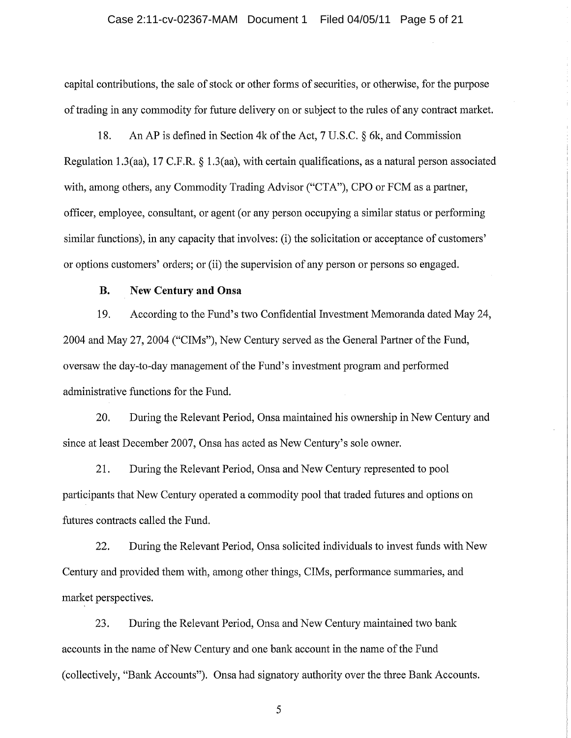capital contributions, the sale of stock or other forms of securities, or otherwise, for the purpose of trading in any commodity for future delivery on or subject to the rules of any contract market.

18. An AP is defined in Section 4k of the Act, 7 U.S.C. § 6k, and Commission Regulation 1.3(aa), 17 C.F.R. § 1.3(aa), with certain qualifications, as a natural person associated with, among others, any Commodity Trading Advisor ("CTA"), CPO or FCM as a partner, officer, employee, consultant, or agent (or any person occupying a similar status or performing similar functions), in any capacity that involves: (i) the solicitation or acceptance of customers' or options customers' orders; or (ii) the supervision of any person or persons so engaged.

### B. New Century and Onsa

19. According to the Fund's two Confidential Investment Memoranda dated May 24, 2004 and May 27, 2004 ("CIMs"), New Century served as the General Partner of the Fund, oversaw the day-to-day management of the Fund's investment program and performed administrative functions for the Fund.

20. During the Relevant Period, Onsa maintained his ownership in New Century and since at least December 2007, Onsa has acted as New Century's sole owner.

21. During the Relevant Period, Onsa and New Century represented to pool participants that New Century operated a commodity pool that traded futures and options on futures contracts called the Fund.

22. During the Relevant Period, Onsa solicited individuals to invest funds with New Century and provided them with, among other things, CIMs, performance summaries, and market perspectives.

23. During the Relevant Period, Onsa and New Century maintained two bank accounts in the name of New Century and one bank account in the name of the Fund (collectively, "Bank Accounts"). Onsa had signatory authority over the three Bank Accounts.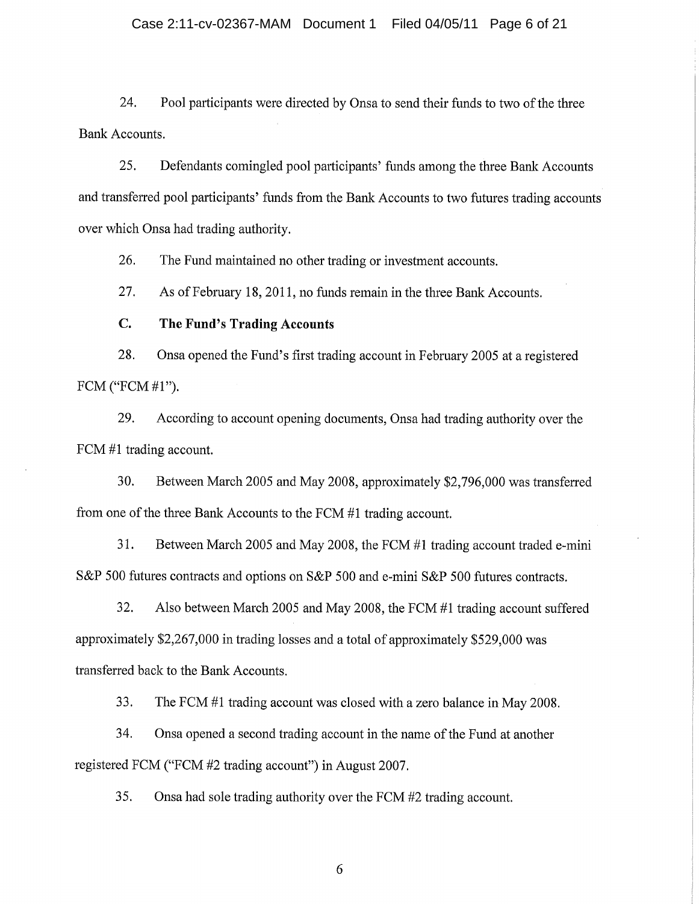24. Pool participants were directed by Onsa to send their funds to two of the three Bank Accounts.

25. Defendants comingled pool participants' funds among the three Bank Accounts and transferred pool participants' funds from the Bank Accounts to two futures trading accounts over which Onsa had trading authority.

26. The Fund maintained no other trading or investment accounts.

27. As of February 18, 2011, no funds remain in the three Bank Accounts.

### C. The Fund's Trading Accounts

28. Onsa opened the Fund's first trading account in February 2005 at a registered FCM ("FCM #1").

29. According to account opening documents, Onsa had trading authority over the FCM #1 trading account.

30. Between March 2005 and May 2008, approximately $2,796,000 was transferred from one of the three Bank Accounts to the FCM #1 trading account.

31. Between March 2005 and May 2008, the FCM #1 trading account traded e-mini S&P 500 futures contracts and options on S&P 500 and e-mini S&P 500 futures contracts.

32. Also between March 2005 and May 2008, the FCM #1 trading account suffered approximately $2,267,000 in trading losses and a total of approximately $529,000 was transferred back to the Bank Accounts.

33. The FCM #1 trading account was closed with a zero balance in May 2008.

34. Onsa opened a second trading account in the name of the Fund at another registered FCM ("FCM #2 trading account") in August 2007.

35. Onsa had sole trading authority over the FCM #2 trading account.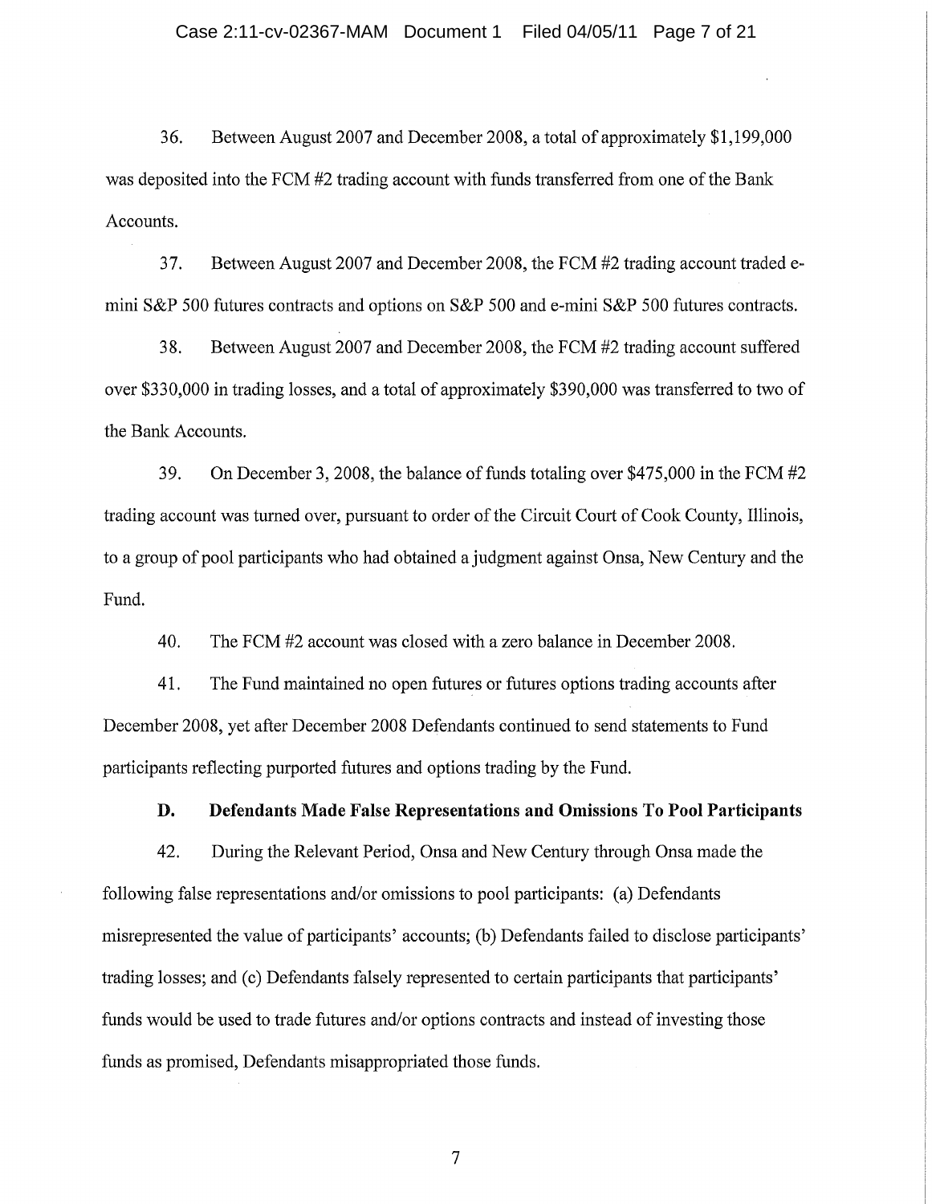36. Between August 2007 and December 2008, a total of approximately $1,199,000 was deposited into the FCM #2 trading account with funds transferred from one of the Bank Accounts.

37. Between August 2007 and December 2008, the FCM #2 trading account traded e-mini S&P 500 futures contracts and options on S&P 500 and e-mini S&P 500 futures contracts.

38. Between August 2007 and December 2008, the FCM #2 trading account suffered over $330,000 in trading losses, and a total of approximately $390,000 was transferred to two of the Bank Accounts.

39. On December 3, 2008, the balance of funds totaling over $475,000 in the FCM #2 trading account was turned over, pursuant to order of the Circuit Court of Cook County, Illinois, to a group of pool participants who had obtained a judgment against Onsa, New Century and the Fund.

40. The FCM #2 account was closed with a zero balance in December 2008.

41. The Fund maintained no open futures or futures options trading accounts after December 2008, yet after December 2008 Defendants continued to send statements to Fund participants reflecting purported futures and options trading by the Fund.

### D. Defendants Made False Representations and Omissions To Pool Participants

42. During the Relevant Period, Onsa and New Century through Onsa made the following false representations and/or omissions to pool participants: (a) Defendants misrepresented the value of participants' accounts; (b) Defendants failed to disclose participants' trading losses; and (c) Defendants falsely represented to certain participants that participants' funds would be used to trade futures and/or options contracts and instead of investing those funds as promised, Defendants misappropriated those funds.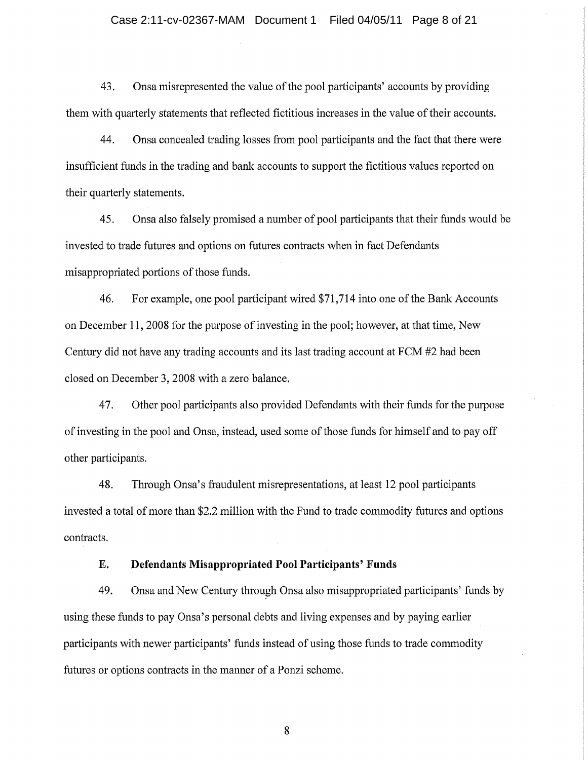43. Onsa misrepresented the value of the pool participants' accounts by providing them with quarterly statements that reflected fictitious increases in the value of their accounts.

44. Onsa concealed trading losses from pool participants and the fact that there were insufficient funds in the trading and bank accounts to support the fictitious values reported on their quarterly statements.

45. Onsa also falsely promised a number of pool participants that their funds would be invested to trade futures and options on futures contracts when in fact Defendants misappropriated portions of those funds.

46. For example, one pool participant wired $71,714 into one of the Bank Accounts on December 11, 2008 for the purpose of investing in the pool; however, at that time, New Century did not have any trading accounts and its last trading account at FCM #2 had been closed on December 3, 2008 with a zero balance.

47. Other pool participants also provided Defendants with their funds for the purpose of investing in the pool and Onsa, instead, used some of those funds for himself and to pay off other participants.

48. Through Onsa's fraudulent misrepresentations, at least 12 pool participants invested a total of more than $2.2 million with the Fund to trade commodity futures and options contracts.

### E. Defendants Misappropriated Pool Participants' Funds

49. Onsa and New Century through Onsa also misappropriated participants' funds by using these funds to pay Onsa's personal debts and living expenses and by paying earlier participants with newer participants' funds instead of using those funds to trade commodity futures or options contracts in the manner of a Ponzi scheme.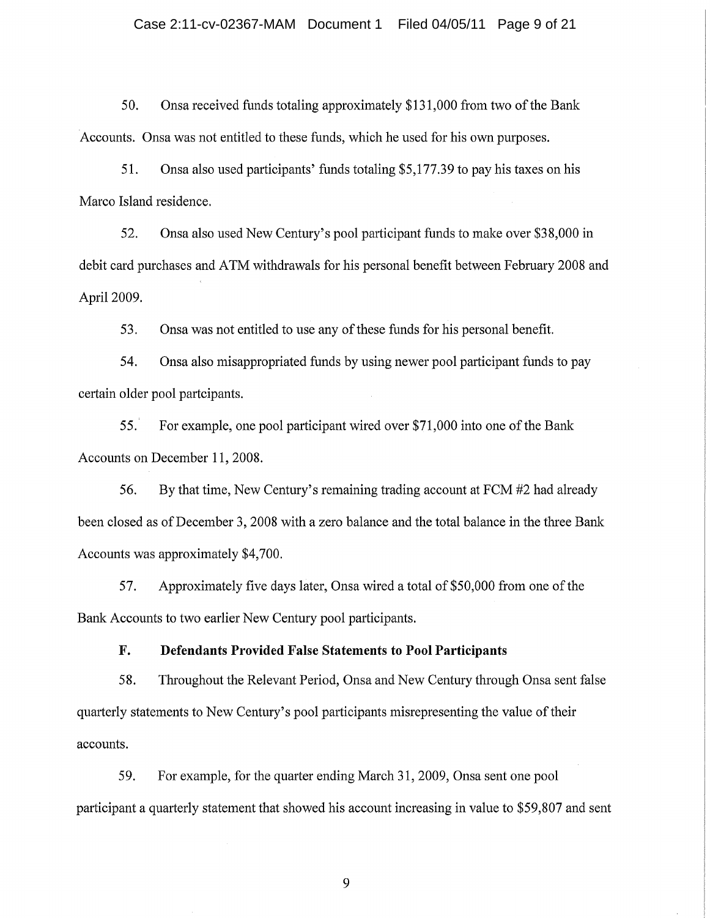50. Onsa received funds totaling approximately $131,000 from two of the Bank Accounts. Onsa was not entitled to these funds, which he used for his own purposes.

51. Onsa also used participants' funds totaling $5,177.39 to pay his taxes on his Marco Island residence.

52. Onsa also used New Century's pool participant funds to make over $38,000 in debit card purchases and ATM withdrawals for his personal benefit between February 2008 and April 2009.

53. Onsa was not entitled to use any of these funds for his personal benefit.

54. Onsa also misappropriated funds by using newer pool participant funds to pay certain older pool partcipants.

55. For example, one pool participant wired over $71,000 into one of the Bank Accounts on December 11, 2008.

56. By that time, New Century's remaining trading account at FCM #2 had already been closed as of December 3, 2008 with a zero balance and the total balance in the three Bank Accounts was approximately $4,700.

57. Approximately five days later, Onsa wired a total of $50,000 from one of the Bank Accounts to two earlier New Century pool participants.

**F. Defendants Provided False Statements to Pool Participants**

58. Throughout the Relevant Period, Onsa and New Century through Onsa sent false quarterly statements to New Century's pool participants misrepresenting the value of their accounts.

59. For example, for the quarter ending March 31, 2009, Onsa sent one pool participant a quarterly statement that showed his account increasing in value to $59,807 and sent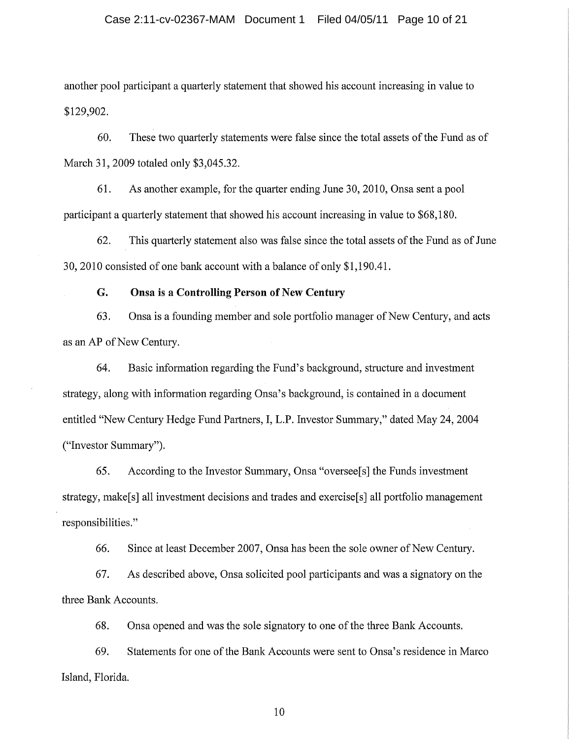another pool participant a quarterly statement that showed his account increasing in value to $129,902.

60. These two quarterly statements were false since the total assets of the Fund as of March 31, 2009 totaled only $3,045.32.

61. As another example, for the quarter ending June 30, 2010, Onsa sent a pool participant a quarterly statement that showed his account increasing in value to $68,180.

62. This quarterly statement also was false since the total assets of the Fund as of June 30, 2010 consisted of one bank account with a balance of only $1,190.41.

### G. Onsa is a Controlling Person of New Century

63. Onsa is a founding member and sole portfolio manager of New Century, and acts as an AP of New Century.

64. Basic information regarding the Fund's background, structure and investment strategy, along with information regarding Onsa's background, is contained in a document entitled "New Century Hedge Fund Partners, I, L.P. Investor Summary," dated May 24, 2004 ("Investor Summary").

65. According to the Investor Summary, Onsa "oversee[s] the Funds investment strategy, make[s] all investment decisions and trades and exercise[s] all portfolio management responsibilities."

66. Since at least December 2007, Onsa has been the sole owner of New Century.

67. As described above, Onsa solicited pool participants and was a signatory on the three Bank Accounts.

68. Onsa opened and was the sole signatory to one of the three Bank Accounts.

69. Statements for one of the Bank Accounts were sent to Onsa's residence in Marco Island, Florida.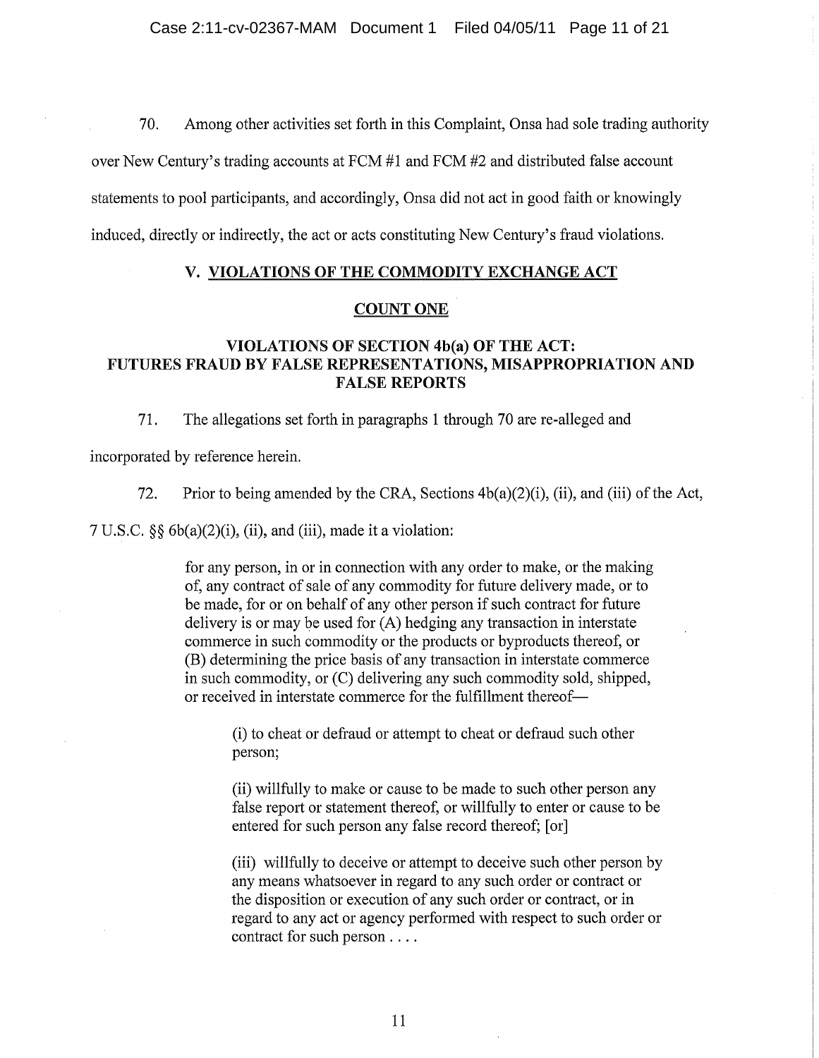70. Among other activities set forth in this Complaint, Onsa had sole trading authority over New Century's trading accounts at FCM #1 and FCM #2 and distributed false account statements to pool participants, and accordingly, Onsa did not act in good faith or knowingly induced, directly or indirectly, the act or acts constituting New Century's fraud violations.

## V. VIOLATIONS OF THE COMMODITY EXCHANGE ACT

### COUNT ONE

### VIOLATIONS OF SECTION 4b(a) OF THE ACT: FUTURES FRAUD BY FALSE REPRESENTATIONS, MISAPPROPRIATION AND FALSE REPORTS

71. The allegations set forth in paragraphs 1 through 70 are re-alleged and incorporated by reference herein.

72. Prior to being amended by the CRA, Sections 4b(a)(2)(i), (ii), and (iii) of the Act, 7 U.S.C. §§ 6b(a)(2)(i), (ii), and (iii), made it a violation:

> for any person, in or in connection with any order to make, or the making of, any contract of sale of any commodity for future delivery made, or to be made, for or on behalf of any other person if such contract for future delivery is or may be used for (A) hedging any transaction in interstate commerce in such commodity or the products or byproducts thereof, or (B) determining the price basis of any transaction in interstate commerce in such commodity, or (C) delivering any such commodity sold, shipped, or received in interstate commerce for the fulfillment thereof—
>
> > (i) to cheat or defraud or attempt to cheat or defraud such other person;
> >
> > (ii) willfully to make or cause to be made to such other person any false report or statement thereof, or willfully to enter or cause to be entered for such person any false record thereof; [or]
> >
> > (iii) willfully to deceive or attempt to deceive such other person by any means whatsoever in regard to any such order or contract or the disposition or execution of any such order or contract, or in regard to any act or agency performed with respect to such order or contract for such person . . . .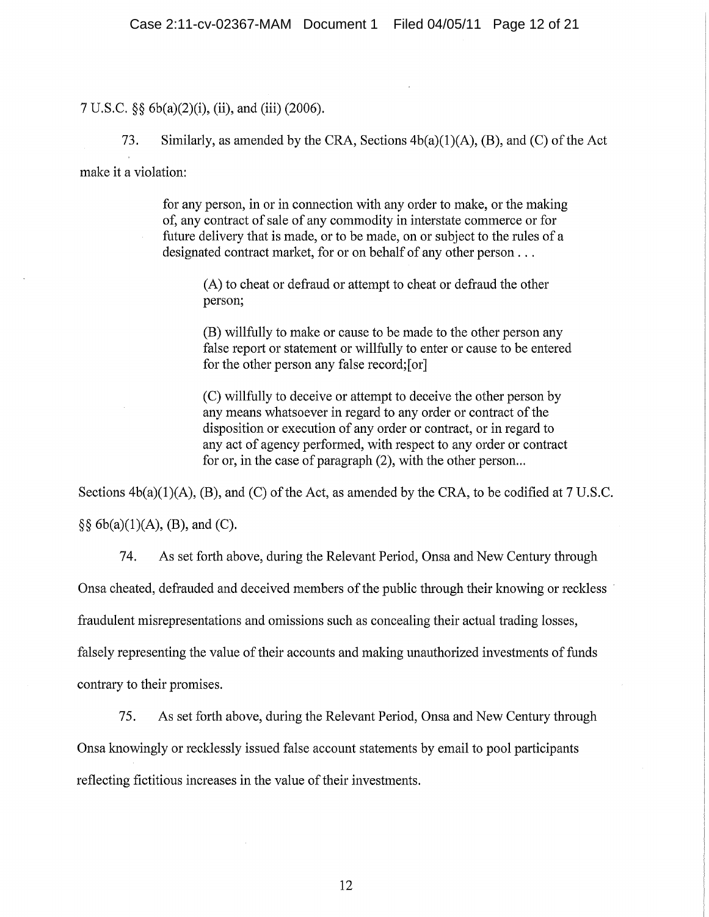7 U.S.C. §§ 6b(a)(2)(i), (ii), and (iii) (2006).

73. Similarly, as amended by the CRA, Sections 4b(a)(1)(A), (B), and (C) of the Act make it a violation:

> for any person, in or in connection with any order to make, or the making of, any contract of sale of any commodity in interstate commerce or for future delivery that is made, or to be made, on or subject to the rules of a designated contract market, for or on behalf of any other person . . .
>
> > (A) to cheat or defraud or attempt to cheat or defraud the other person;
> >
> > (B) willfully to make or cause to be made to the other person any false report or statement or willfully to enter or cause to be entered for the other person any false record;[or]
> >
> > (C) willfully to deceive or attempt to deceive the other person by any means whatsoever in regard to any order or contract of the disposition or execution of any order or contract, or in regard to any act of agency performed, with respect to any order or contract for or, in the case of paragraph (2), with the other person...

Sections 4b(a)(1)(A), (B), and (C) of the Act, as amended by the CRA, to be codified at 7 U.S.C. §§ 6b(a)(1)(A), (B), and (C).

74. As set forth above, during the Relevant Period, Onsa and New Century through Onsa cheated, defrauded and deceived members of the public through their knowing or reckless fraudulent misrepresentations and omissions such as concealing their actual trading losses, falsely representing the value of their accounts and making unauthorized investments of funds contrary to their promises.

75. As set forth above, during the Relevant Period, Onsa and New Century through Onsa knowingly or recklessly issued false account statements by email to pool participants reflecting fictitious increases in the value of their investments.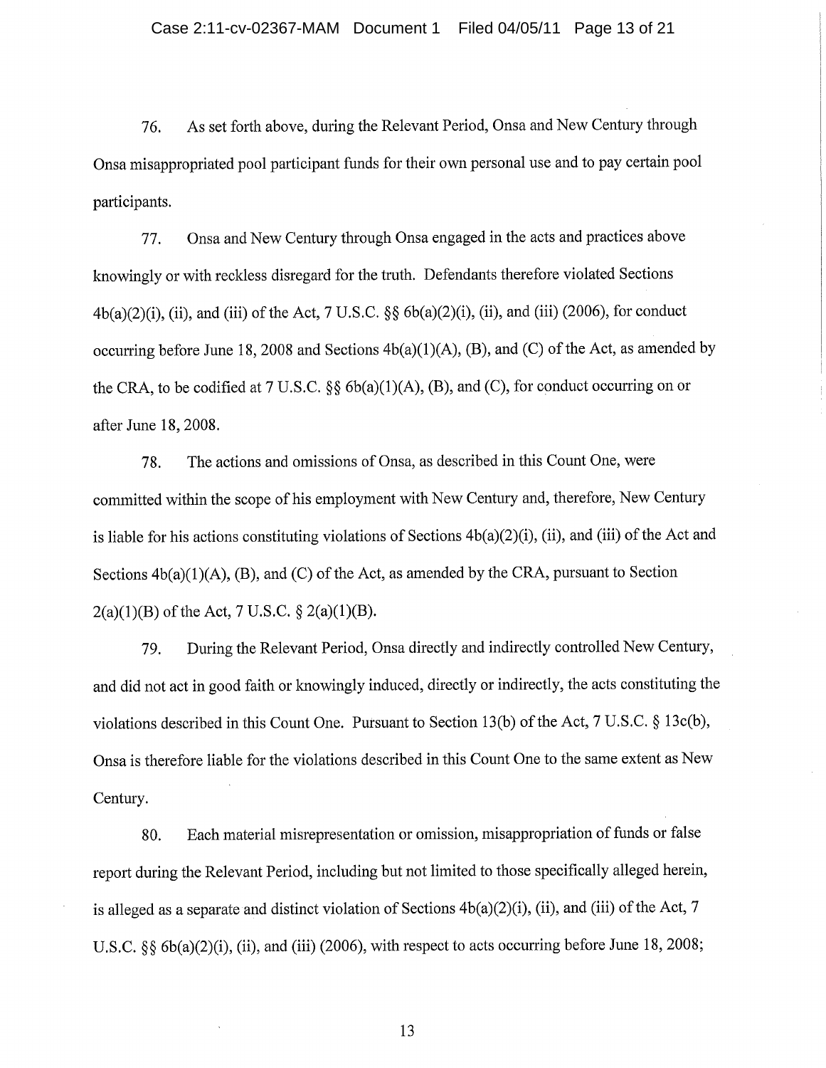76. As set forth above, during the Relevant Period, Onsa and New Century through Onsa misappropriated pool participant funds for their own personal use and to pay certain pool participants.

77. Onsa and New Century through Onsa engaged in the acts and practices above knowingly or with reckless disregard for the truth. Defendants therefore violated Sections 4b(a)(2)(i), (ii), and (iii) of the Act, 7 U.S.C. §§ 6b(a)(2)(i), (ii), and (iii) (2006), for conduct occurring before June 18, 2008 and Sections 4b(a)(1)(A), (B), and (C) of the Act, as amended by the CRA, to be codified at 7 U.S.C. §§ 6b(a)(1)(A), (B), and (C), for conduct occurring on or after June 18, 2008.

78. The actions and omissions of Onsa, as described in this Count One, were committed within the scope of his employment with New Century and, therefore, New Century is liable for his actions constituting violations of Sections 4b(a)(2)(i), (ii), and (iii) of the Act and Sections 4b(a)(1)(A), (B), and (C) of the Act, as amended by the CRA, pursuant to Section 2(a)(1)(B) of the Act, 7 U.S.C. § 2(a)(1)(B).

79. During the Relevant Period, Onsa directly and indirectly controlled New Century, and did not act in good faith or knowingly induced, directly or indirectly, the acts constituting the violations described in this Count One. Pursuant to Section 13(b) of the Act, 7 U.S.C. § 13c(b), Onsa is therefore liable for the violations described in this Count One to the same extent as New Century.

80. Each material misrepresentation or omission, misappropriation of funds or false report during the Relevant Period, including but not limited to those specifically alleged herein, is alleged as a separate and distinct violation of Sections 4b(a)(2)(i), (ii), and (iii) of the Act, 7 U.S.C. §§ 6b(a)(2)(i), (ii), and (iii) (2006), with respect to acts occurring before June 18, 2008;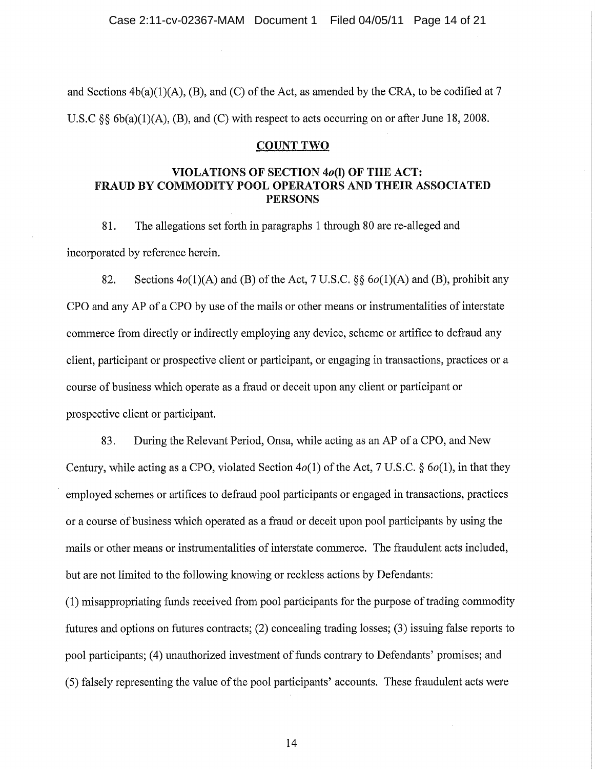and Sections 4b(a)(1)(A), (B), and (C) of the Act, as amended by the CRA, to be codified at 7 U.S.C §§ 6b(a)(1)(A), (B), and (C) with respect to acts occurring on or after June 18, 2008.

## COUNT TWO

### VIOLATIONS OF SECTION 4*o*(l) OF THE ACT: FRAUD BY COMMODITY POOL OPERATORS AND THEIR ASSOCIATED PERSONS

81. The allegations set forth in paragraphs 1 through 80 are re-alleged and incorporated by reference herein.

82. Sections 4*o*(1)(A) and (B) of the Act, 7 U.S.C. §§ 6*o*(1)(A) and (B), prohibit any CPO and any AP of a CPO by use of the mails or other means or instrumentalities of interstate commerce from directly or indirectly employing any device, scheme or artifice to defraud any client, participant or prospective client or participant, or engaging in transactions, practices or a course of business which operate as a fraud or deceit upon any client or participant or prospective client or participant.

83. During the Relevant Period, Onsa, while acting as an AP of a CPO, and New Century, while acting as a CPO, violated Section 4*o*(1) of the Act, 7 U.S.C. § 6*o*(1), in that they employed schemes or artifices to defraud pool participants or engaged in transactions, practices or a course of business which operated as a fraud or deceit upon pool participants by using the mails or other means or instrumentalities of interstate commerce. The fraudulent acts included, but are not limited to the following knowing or reckless actions by Defendants: (1) misappropriating funds received from pool participants for the purpose of trading commodity futures and options on futures contracts; (2) concealing trading losses; (3) issuing false reports to pool participants; (4) unauthorized investment of funds contrary to Defendants' promises; and (5) falsely representing the value of the pool participants' accounts. These fraudulent acts were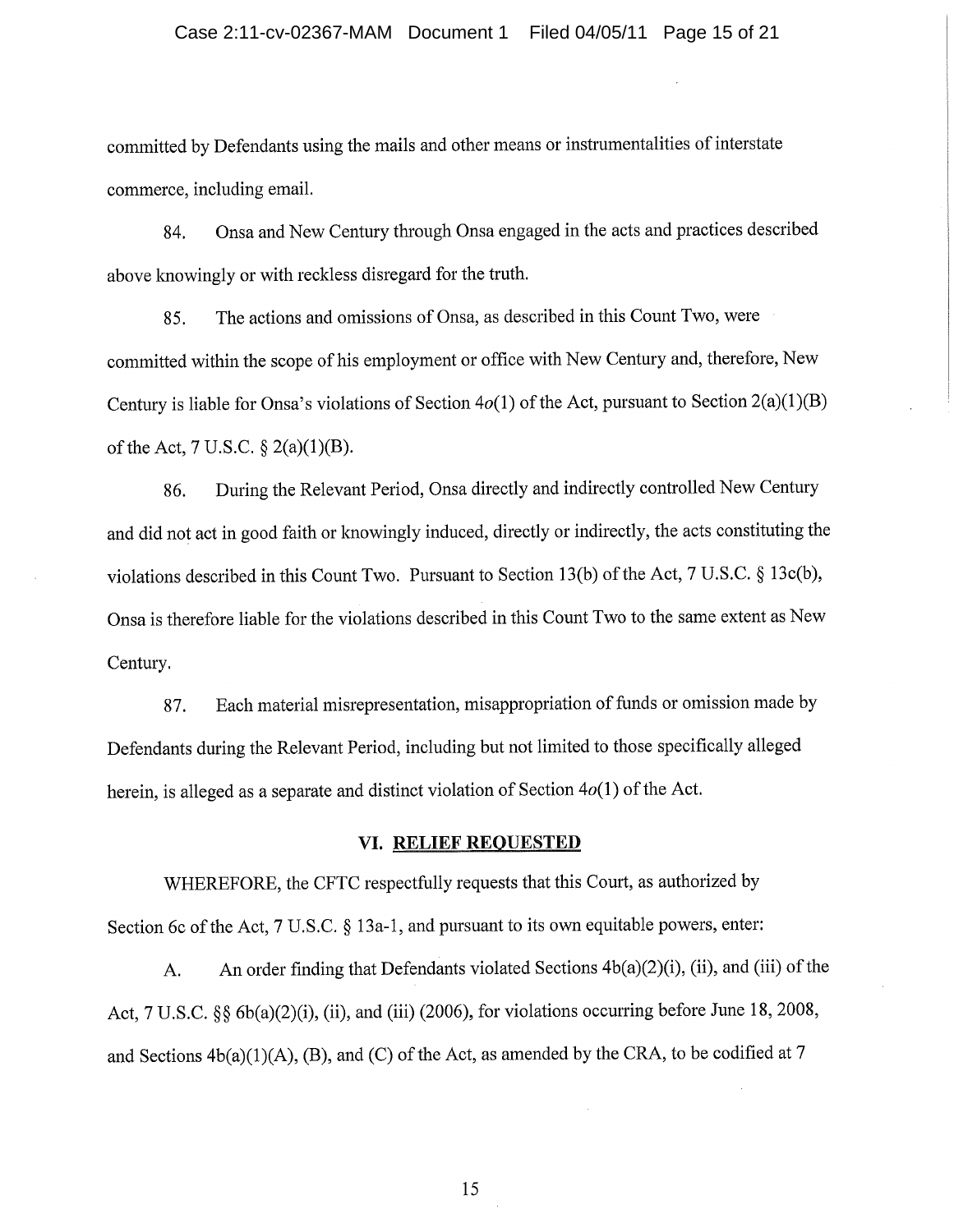committed by Defendants using the mails and other means or instrumentalities of interstate commerce, including email.

84. Onsa and New Century through Onsa engaged in the acts and practices described above knowingly or with reckless disregard for the truth.

85. The actions and omissions of Onsa, as described in this Count Two, were committed within the scope of his employment or office with New Century and, therefore, New Century is liable for Onsa's violations of Section 4*o*(1) of the Act, pursuant to Section 2(a)(1)(B) of the Act, 7 U.S.C. § 2(a)(1)(B).

86. During the Relevant Period, Onsa directly and indirectly controlled New Century and did not act in good faith or knowingly induced, directly or indirectly, the acts constituting the violations described in this Count Two. Pursuant to Section 13(b) of the Act, 7 U.S.C. § 13c(b), Onsa is therefore liable for the violations described in this Count Two to the same extent as New Century.

87. Each material misrepresentation, misappropriation of funds or omission made by Defendants during the Relevant Period, including but not limited to those specifically alleged herein, is alleged as a separate and distinct violation of Section 4*o*(1) of the Act.

## VI. RELIEF REQUESTED

WHEREFORE, the CFTC respectfully requests that this Court, as authorized by Section 6c of the Act, 7 U.S.C. § 13a-1, and pursuant to its own equitable powers, enter:

A. An order finding that Defendants violated Sections 4b(a)(2)(i), (ii), and (iii) of the Act, 7 U.S.C. §§ 6b(a)(2)(i), (ii), and (iii) (2006), for violations occurring before June 18, 2008, and Sections 4b(a)(1)(A), (B), and (C) of the Act, as amended by the CRA, to be codified at 7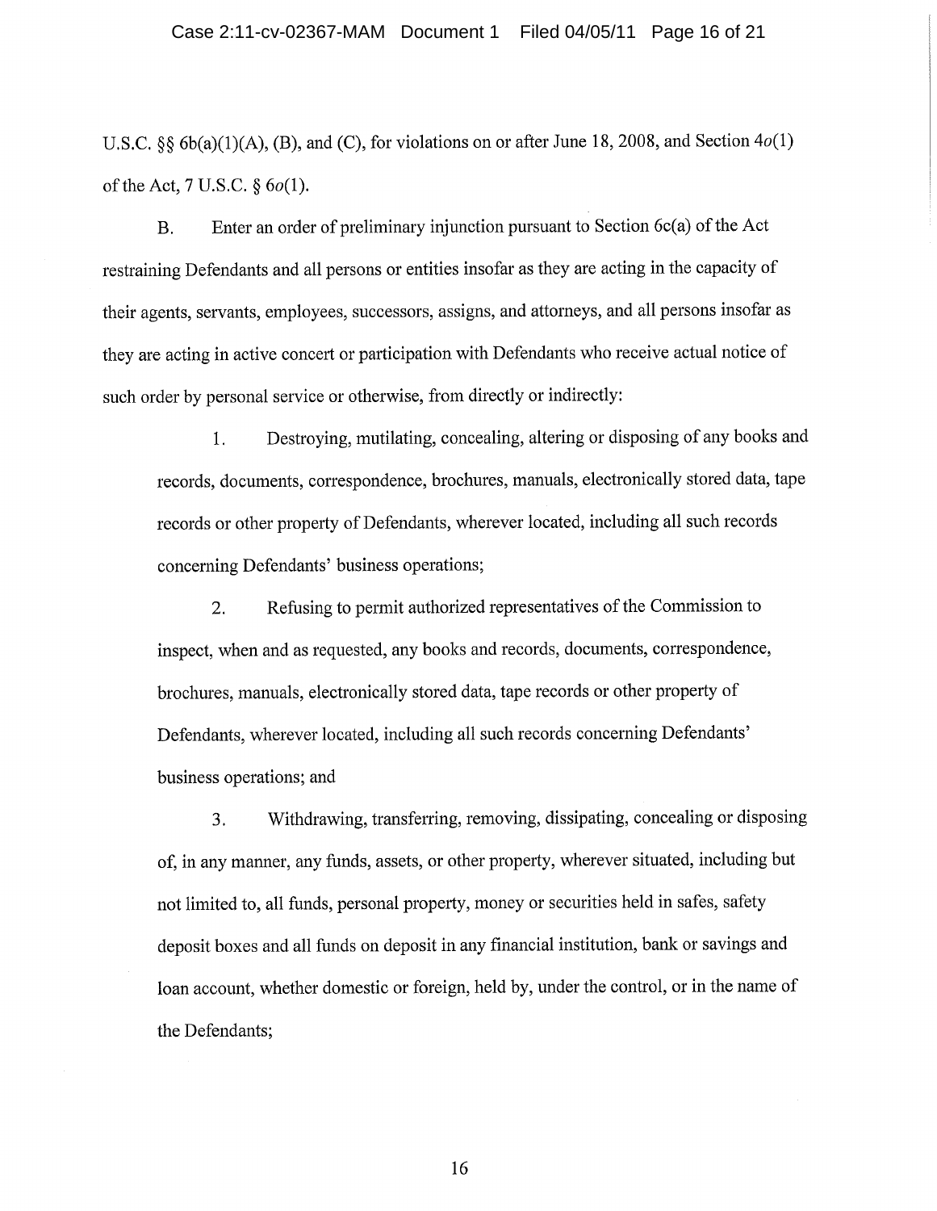U.S.C. §§ 6b(a)(1)(A), (B), and (C), for violations on or after June 18, 2008, and Section 4*o*(1) of the Act, 7 U.S.C. § 6*o*(1).

B. Enter an order of preliminary injunction pursuant to Section 6c(a) of the Act restraining Defendants and all persons or entities insofar as they are acting in the capacity of their agents, servants, employees, successors, assigns, and attorneys, and all persons insofar as they are acting in active concert or participation with Defendants who receive actual notice of such order by personal service or otherwise, from directly or indirectly:

1. Destroying, mutilating, concealing, altering or disposing of any books and records, documents, correspondence, brochures, manuals, electronically stored data, tape records or other property of Defendants, wherever located, including all such records concerning Defendants' business operations;

2. Refusing to permit authorized representatives of the Commission to inspect, when and as requested, any books and records, documents, correspondence, brochures, manuals, electronically stored data, tape records or other property of Defendants, wherever located, including all such records concerning Defendants' business operations; and

3. Withdrawing, transferring, removing, dissipating, concealing or disposing of, in any manner, any funds, assets, or other property, wherever situated, including but not limited to, all funds, personal property, money or securities held in safes, safety deposit boxes and all funds on deposit in any financial institution, bank or savings and loan account, whether domestic or foreign, held by, under the control, or in the name of the Defendants;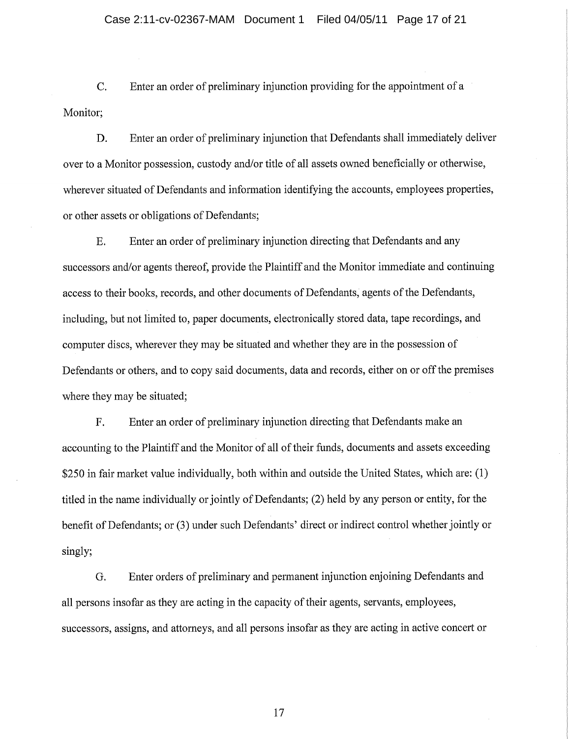C. Enter an order of preliminary injunction providing for the appointment of a Monitor;

D. Enter an order of preliminary injunction that Defendants shall immediately deliver over to a Monitor possession, custody and/or title of all assets owned beneficially or otherwise, wherever situated of Defendants and information identifying the accounts, employees properties, or other assets or obligations of Defendants;

E. Enter an order of preliminary injunction directing that Defendants and any successors and/or agents thereof, provide the Plaintiff and the Monitor immediate and continuing access to their books, records, and other documents of Defendants, agents of the Defendants, including, but not limited to, paper documents, electronically stored data, tape recordings, and computer discs, wherever they may be situated and whether they are in the possession of Defendants or others, and to copy said documents, data and records, either on or off the premises where they may be situated;

F. Enter an order of preliminary injunction directing that Defendants make an accounting to the Plaintiff and the Monitor of all of their funds, documents and assets exceeding $250 in fair market value individually, both within and outside the United States, which are: (1) titled in the name individually or jointly of Defendants; (2) held by any person or entity, for the benefit of Defendants; or (3) under such Defendants' direct or indirect control whether jointly or singly;

G. Enter orders of preliminary and permanent injunction enjoining Defendants and all persons insofar as they are acting in the capacity of their agents, servants, employees, successors, assigns, and attorneys, and all persons insofar as they are acting in active concert or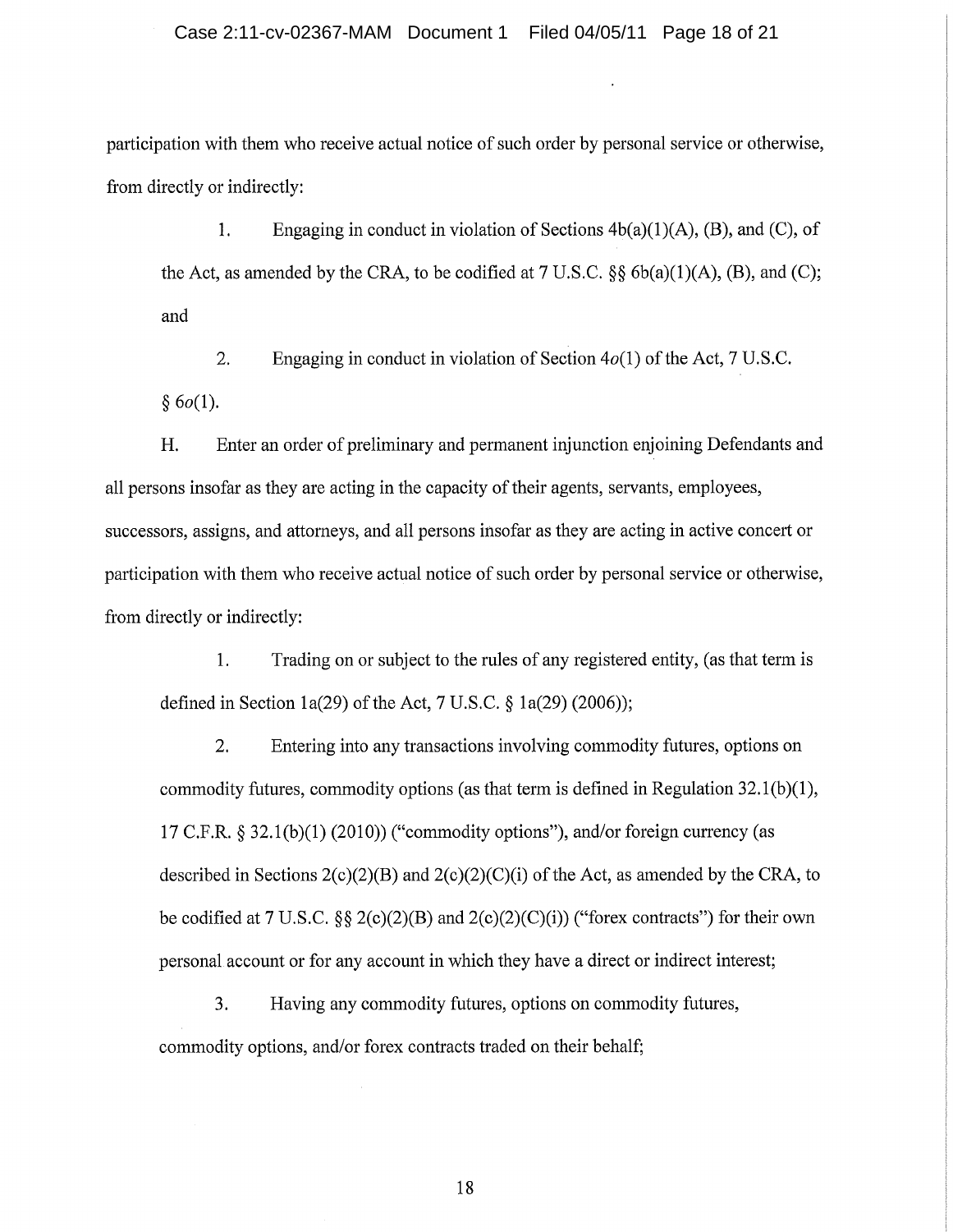participation with them who receive actual notice of such order by personal service or otherwise, from directly or indirectly:

1. Engaging in conduct in violation of Sections 4b(a)(1)(A), (B), and (C), of the Act, as amended by the CRA, to be codified at 7 U.S.C. §§ 6b(a)(1)(A), (B), and (C); and

2. Engaging in conduct in violation of Section 4*o*(1) of the Act, 7 U.S.C. § 6*o*(1).

H. Enter an order of preliminary and permanent injunction enjoining Defendants and all persons insofar as they are acting in the capacity of their agents, servants, employees, successors, assigns, and attorneys, and all persons insofar as they are acting in active concert or participation with them who receive actual notice of such order by personal service or otherwise, from directly or indirectly:

1. Trading on or subject to the rules of any registered entity, (as that term is defined in Section 1a(29) of the Act, 7 U.S.C. § 1a(29) (2006));

2. Entering into any transactions involving commodity futures, options on commodity futures, commodity options (as that term is defined in Regulation 32.1(b)(1), 17 C.F.R. § 32.1(b)(1) (2010)) ("commodity options"), and/or foreign currency (as described in Sections 2(c)(2)(B) and 2(c)(2)(C)(i) of the Act, as amended by the CRA, to be codified at 7 U.S.C. §§ 2(c)(2)(B) and 2(c)(2)(C)(i)) ("forex contracts") for their own personal account or for any account in which they have a direct or indirect interest;

3. Having any commodity futures, options on commodity futures, commodity options, and/or forex contracts traded on their behalf;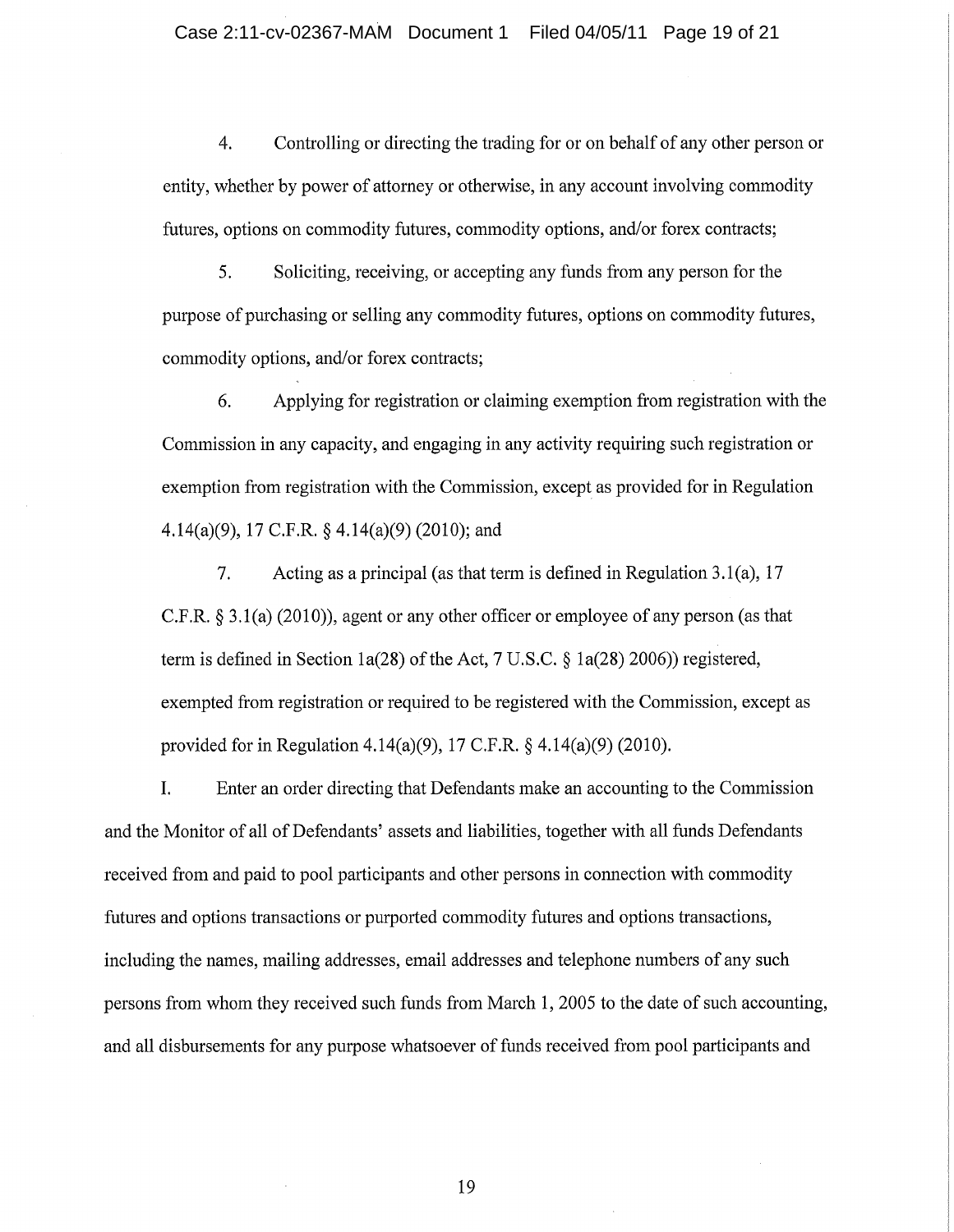4. Controlling or directing the trading for or on behalf of any other person or entity, whether by power of attorney or otherwise, in any account involving commodity futures, options on commodity futures, commodity options, and/or forex contracts;

5. Soliciting, receiving, or accepting any funds from any person for the purpose of purchasing or selling any commodity futures, options on commodity futures, commodity options, and/or forex contracts;

6. Applying for registration or claiming exemption from registration with the Commission in any capacity, and engaging in any activity requiring such registration or exemption from registration with the Commission, except as provided for in Regulation 4.14(a)(9), 17 C.F.R. § 4.14(a)(9) (2010); and

7. Acting as a principal (as that term is defined in Regulation 3.1(a), 17 C.F.R. § 3.1(a) (2010)), agent or any other officer or employee of any person (as that term is defined in Section 1a(28) of the Act, 7 U.S.C. § 1a(28) 2006)) registered, exempted from registration or required to be registered with the Commission, except as provided for in Regulation 4.14(a)(9), 17 C.F.R. § 4.14(a)(9) (2010).

I. Enter an order directing that Defendants make an accounting to the Commission and the Monitor of all of Defendants' assets and liabilities, together with all funds Defendants received from and paid to pool participants and other persons in connection with commodity futures and options transactions or purported commodity futures and options transactions, including the names, mailing addresses, email addresses and telephone numbers of any such persons from whom they received such funds from March 1, 2005 to the date of such accounting, and all disbursements for any purpose whatsoever of funds received from pool participants and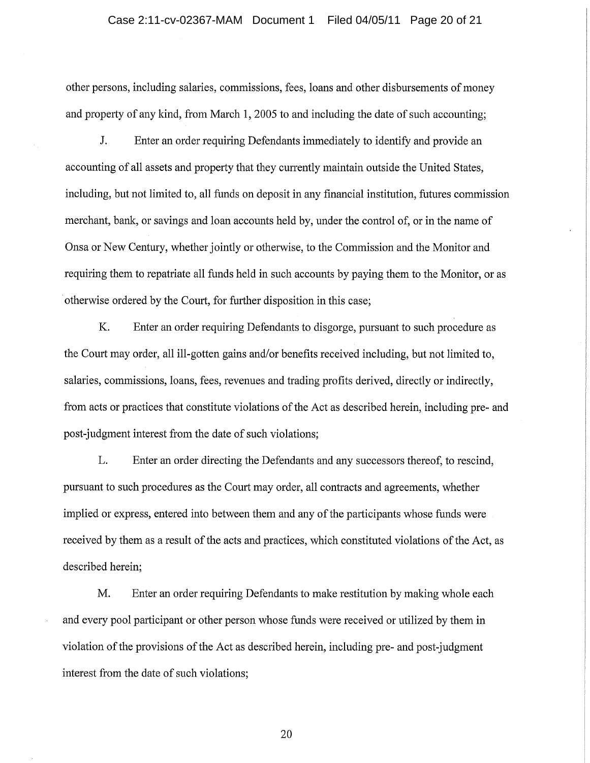other persons, including salaries, commissions, fees, loans and other disbursements of money and property of any kind, from March 1, 2005 to and including the date of such accounting;

J. Enter an order requiring Defendants immediately to identify and provide an accounting of all assets and property that they currently maintain outside the United States, including, but not limited to, all funds on deposit in any financial institution, futures commission merchant, bank, or savings and loan accounts held by, under the control of, or in the name of Onsa or New Century, whether jointly or otherwise, to the Commission and the Monitor and requiring them to repatriate all funds held in such accounts by paying them to the Monitor, or as otherwise ordered by the Court, for further disposition in this case;

K. Enter an order requiring Defendants to disgorge, pursuant to such procedure as the Court may order, all ill-gotten gains and/or benefits received including, but not limited to, salaries, commissions, loans, fees, revenues and trading profits derived, directly or indirectly, from acts or practices that constitute violations of the Act as described herein, including pre- and post-judgment interest from the date of such violations;

L. Enter an order directing the Defendants and any successors thereof, to rescind, pursuant to such procedures as the Court may order, all contracts and agreements, whether implied or express, entered into between them and any of the participants whose funds were received by them as a result of the acts and practices, which constituted violations of the Act, as described herein;

M. Enter an order requiring Defendants to make restitution by making whole each and every pool participant or other person whose funds were received or utilized by them in violation of the provisions of the Act as described herein, including pre- and post-judgment interest from the date of such violations;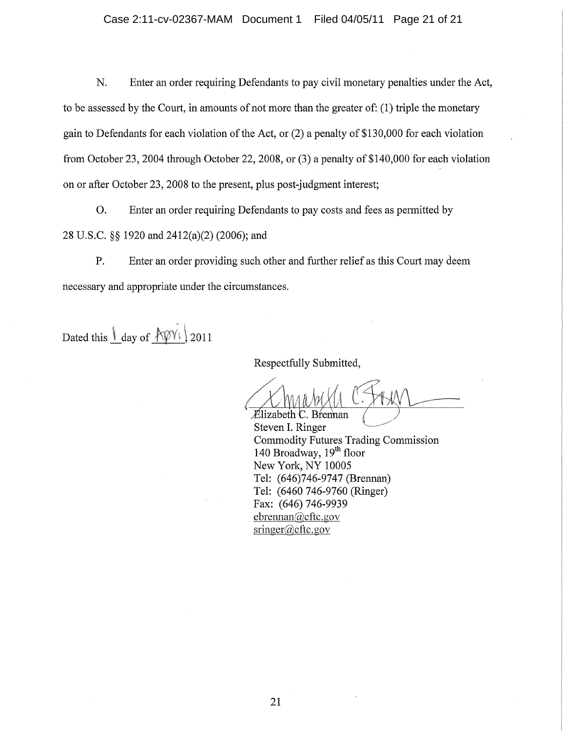N. Enter an order requiring Defendants to pay civil monetary penalties under the Act, to be assessed by the Court, in amounts of not more than the greater of: (1) triple the monetary gain to Defendants for each violation of the Act, or (2) a penalty of $130,000 for each violation from October 23, 2004 through October 22, 2008, or (3) a penalty of $140,000 for each violation on or after October 23, 2008 to the present, plus post-judgment interest;

O. Enter an order requiring Defendants to pay costs and fees as permitted by 28 U.S.C. §§ 1920 and 2412(a)(2) (2006); and

P. Enter an order providing such other and further relief as this Court may deem necessary and appropriate under the circumstances.

Dated this 1 day of April 2011

Respectfully Submitted,

Elizabeth C. Brennan
Steven I. Ringer
Commodity Futures Trading Commission
140 Broadway, 19th floor
New York, NY 10005
Tel: (646)746-9747 (Brennan)
Tel: (6460 746-9760 (Ringer)
Fax: (646) 746-9939
ebrennan@cftc.gov
sringer@cftc.gov